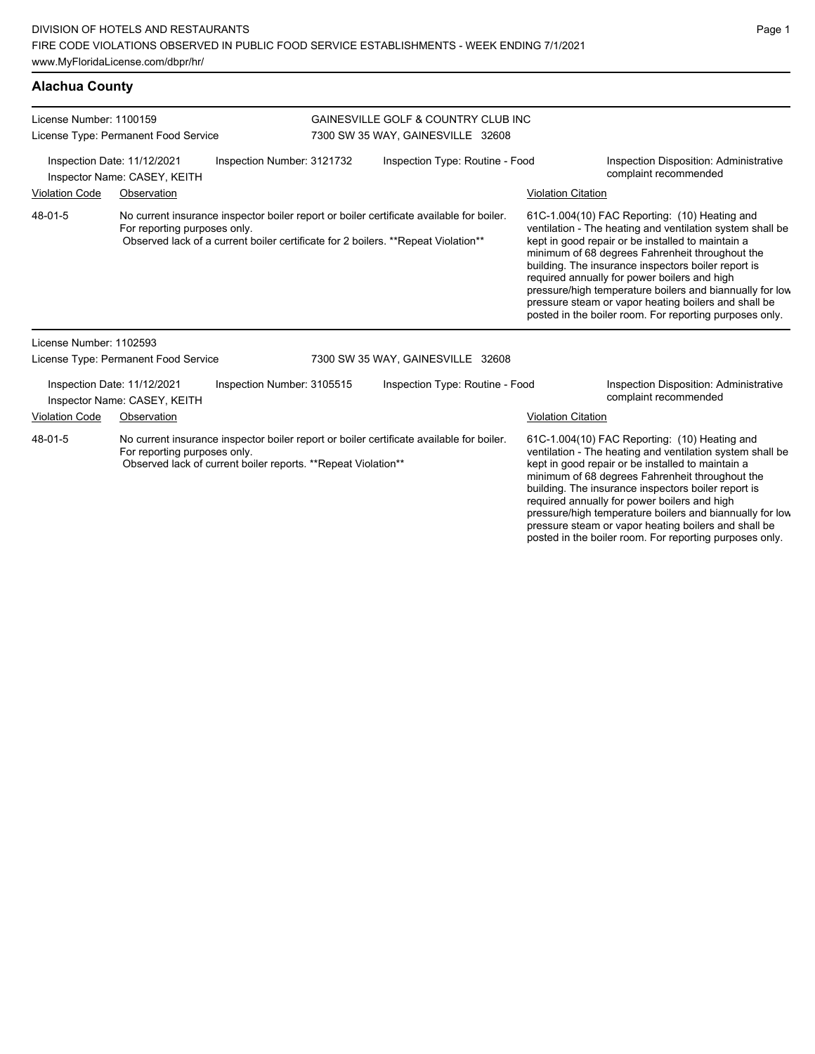DIVISION OF HOTELS AND RESTAURANTS

FIRE CODE VIOLATIONS OBSERVED IN PUBLIC FOOD SERVICE ESTABLISHMENTS - WEEK ENDING 7/1/2021

www.MyFloridaLicense.com/dbpr/hr/

## Alachua County

License Number: 1100159
License Type: Permanent Food Service

GAINESVILLE GOLF & COUNTRY CLUB INC
7300 SW 35 WAY, GAINESVILLE 32608

Inspection Date: 11/12/2021
Inspector Name: CASEY, KEITH
Inspection Number: 3121732
Inspection Type: Routine - Food
Inspection Disposition: Administrative complaint recommended

| Violation Code | Observation | Violation Citation |
| --- | --- | --- |
| 48-01-5 | No current insurance inspector boiler report or boiler certificate available for boiler. For reporting purposes only. Observed lack of a current boiler certificate for 2 boilers. **Repeat Violation** | 61C-1.004(10) FAC Reporting: (10) Heating and ventilation - The heating and ventilation system shall be kept in good repair or be installed to maintain a minimum of 68 degrees Fahrenheit throughout the building. The insurance inspectors boiler report is required annually for power boilers and high pressure/high temperature boilers and biannually for low pressure steam or vapor heating boilers and shall be posted in the boiler room. For reporting purposes only. |

License Number: 1102593
License Type: Permanent Food Service

7300 SW 35 WAY, GAINESVILLE 32608

Inspection Date: 11/12/2021
Inspector Name: CASEY, KEITH
Inspection Number: 3105515
Inspection Type: Routine - Food
Inspection Disposition: Administrative complaint recommended

| Violation Code | Observation | Violation Citation |
| --- | --- | --- |
| 48-01-5 | No current insurance inspector boiler report or boiler certificate available for boiler. For reporting purposes only. Observed lack of current boiler reports. **Repeat Violation** | 61C-1.004(10) FAC Reporting: (10) Heating and ventilation - The heating and ventilation system shall be kept in good repair or be installed to maintain a minimum of 68 degrees Fahrenheit throughout the building. The insurance inspectors boiler report is required annually for power boilers and high pressure/high temperature boilers and biannually for low pressure steam or vapor heating boilers and shall be posted in the boiler room. For reporting purposes only. |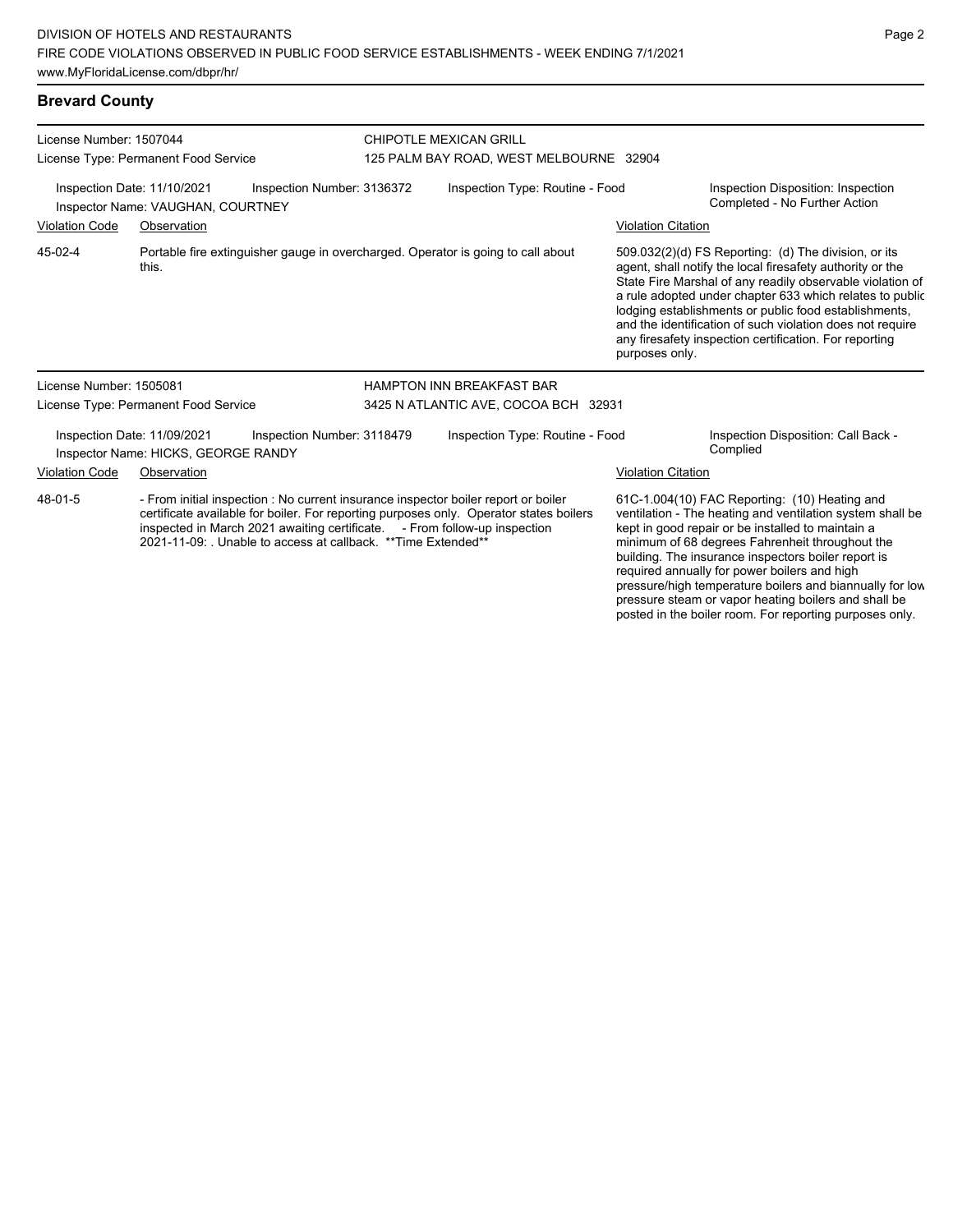## Brevard County

**License Number:** 1507044
**License Type:** Permanent Food Service

**CHIPOTLE MEXICAN GRILL**
125 PALM BAY ROAD, WEST MELBOURNE 32904

**Inspection Date:** 11/10/2021
**Inspection Number:** 3136372
**Inspection Type:** Routine - Food
**Inspection Disposition:** Inspection Completed - No Further Action
**Inspector Name:** VAUGHAN, COURTNEY

| Violation Code | Observation | Violation Citation |
| --- | --- | --- |
| 45-02-4 | Portable fire extinguisher gauge in overcharged. Operator is going to call about this. | 509.032(2)(d) FS Reporting: (d) The division, or its agent, shall notify the local firesafety authority or the State Fire Marshal of any readily observable violation of a rule adopted under chapter 633 which relates to public lodging establishments or public food establishments, and the identification of such violation does not require any firesafety inspection certification. For reporting purposes only. |

**License Number:** 1505081
**License Type:** Permanent Food Service

**HAMPTON INN BREAKFAST BAR**
3425 N ATLANTIC AVE, COCOA BCH 32931

**Inspection Date:** 11/09/2021
**Inspection Number:** 3118479
**Inspection Type:** Routine - Food
**Inspection Disposition:** Call Back - Complied
**Inspector Name:** HICKS, GEORGE RANDY

| Violation Code | Observation | Violation Citation |
| --- | --- | --- |
| 48-01-5 | - From initial inspection : No current insurance inspector boiler report or boiler certificate available for boiler. For reporting purposes only. Operator states boilers inspected in March 2021 awaiting certificate. - From follow-up inspection 2021-11-09: . Unable to access at callback. **Time Extended** | 61C-1.004(10) FAC Reporting: (10) Heating and ventilation - The heating and ventilation system shall be kept in good repair or be installed to maintain a minimum of 68 degrees Fahrenheit throughout the building. The insurance inspectors boiler report is required annually for power boilers and high pressure/high temperature boilers and biannually for low pressure steam or vapor heating boilers and shall be posted in the boiler room. For reporting purposes only. |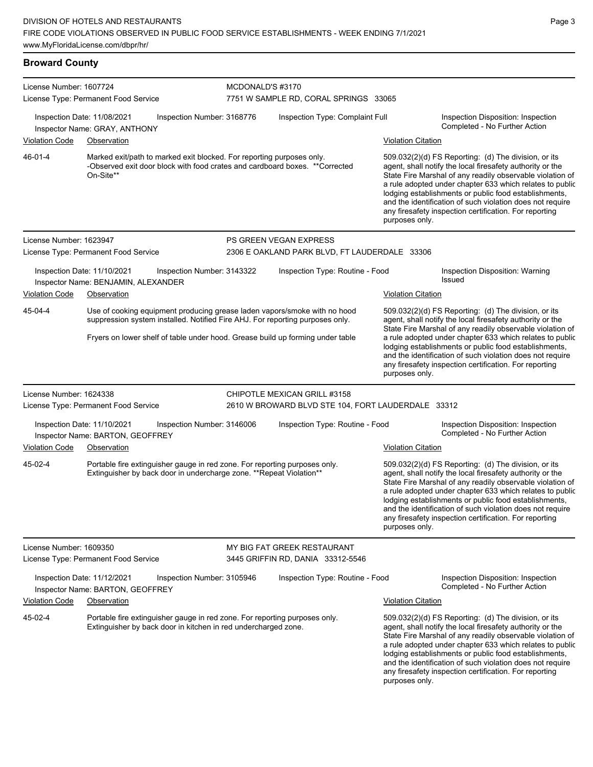## Broward County

License Number: 1607724
License Type: Permanent Food Service

MCDONALD'S #3170
7751 W SAMPLE RD, CORAL SPRINGS 33065

Inspection Date: 11/08/2021 Inspection Number: 3168776 Inspection Type: Complaint Full
Inspector Name: GRAY, ANTHONY
Inspection Disposition: Inspection Completed - No Further Action

| Violation Code | Observation | Violation Citation |
| --- | --- | --- |
| 46-01-4 | Marked exit/path to marked exit blocked. For reporting purposes only. -Observed exit door block with food crates and cardboard boxes. **Corrected On-Site** | 509.032(2)(d) FS Reporting: (d) The division, or its agent, shall notify the local firesafety authority or the State Fire Marshal of any readily observable violation of a rule adopted under chapter 633 which relates to public lodging establishments or public food establishments, and the identification of such violation does not require any firesafety inspection certification. For reporting purposes only. |

License Number: 1623947
License Type: Permanent Food Service

PS GREEN VEGAN EXPRESS
2306 E OAKLAND PARK BLVD, FT LAUDERDALE 33306

Inspection Date: 11/10/2021 Inspection Number: 3143322 Inspection Type: Routine - Food
Inspector Name: BENJAMIN, ALEXANDER
Inspection Disposition: Warning Issued

| Violation Code | Observation | Violation Citation |
| --- | --- | --- |
| 45-04-4 | Use of cooking equipment producing grease laden vapors/smoke with no hood suppression system installed. Notified Fire AHJ. For reporting purposes only. Fryers on lower shelf of table under hood. Grease build up forming under table | 509.032(2)(d) FS Reporting: (d) The division, or its agent, shall notify the local firesafety authority or the State Fire Marshal of any readily observable violation of a rule adopted under chapter 633 which relates to public lodging establishments or public food establishments, and the identification of such violation does not require any firesafety inspection certification. For reporting purposes only. |

License Number: 1624338
License Type: Permanent Food Service

CHIPOTLE MEXICAN GRILL #3158
2610 W BROWARD BLVD STE 104, FORT LAUDERDALE 33312

Inspection Date: 11/10/2021 Inspection Number: 3146006 Inspection Type: Routine - Food
Inspector Name: BARTON, GEOFFREY
Inspection Disposition: Inspection Completed - No Further Action

| Violation Code | Observation | Violation Citation |
| --- | --- | --- |
| 45-02-4 | Portable fire extinguisher gauge in red zone. For reporting purposes only. Extinguisher by back door in undercharge zone. **Repeat Violation** | 509.032(2)(d) FS Reporting: (d) The division, or its agent, shall notify the local firesafety authority or the State Fire Marshal of any readily observable violation of a rule adopted under chapter 633 which relates to public lodging establishments or public food establishments, and the identification of such violation does not require any firesafety inspection certification. For reporting purposes only. |

License Number: 1609350
License Type: Permanent Food Service

MY BIG FAT GREEK RESTAURANT
3445 GRIFFIN RD, DANIA 33312-5546

Inspection Date: 11/12/2021 Inspection Number: 3105946 Inspection Type: Routine - Food
Inspector Name: BARTON, GEOFFREY
Inspection Disposition: Inspection Completed - No Further Action

| Violation Code | Observation | Violation Citation |
| --- | --- | --- |
| 45-02-4 | Portable fire extinguisher gauge in red zone. For reporting purposes only. Extinguisher by back door in kitchen in red undercharged zone. | 509.032(2)(d) FS Reporting: (d) The division, or its agent, shall notify the local firesafety authority or the State Fire Marshal of any readily observable violation of a rule adopted under chapter 633 which relates to public lodging establishments or public food establishments, and the identification of such violation does not require any firesafety inspection certification. For reporting purposes only. |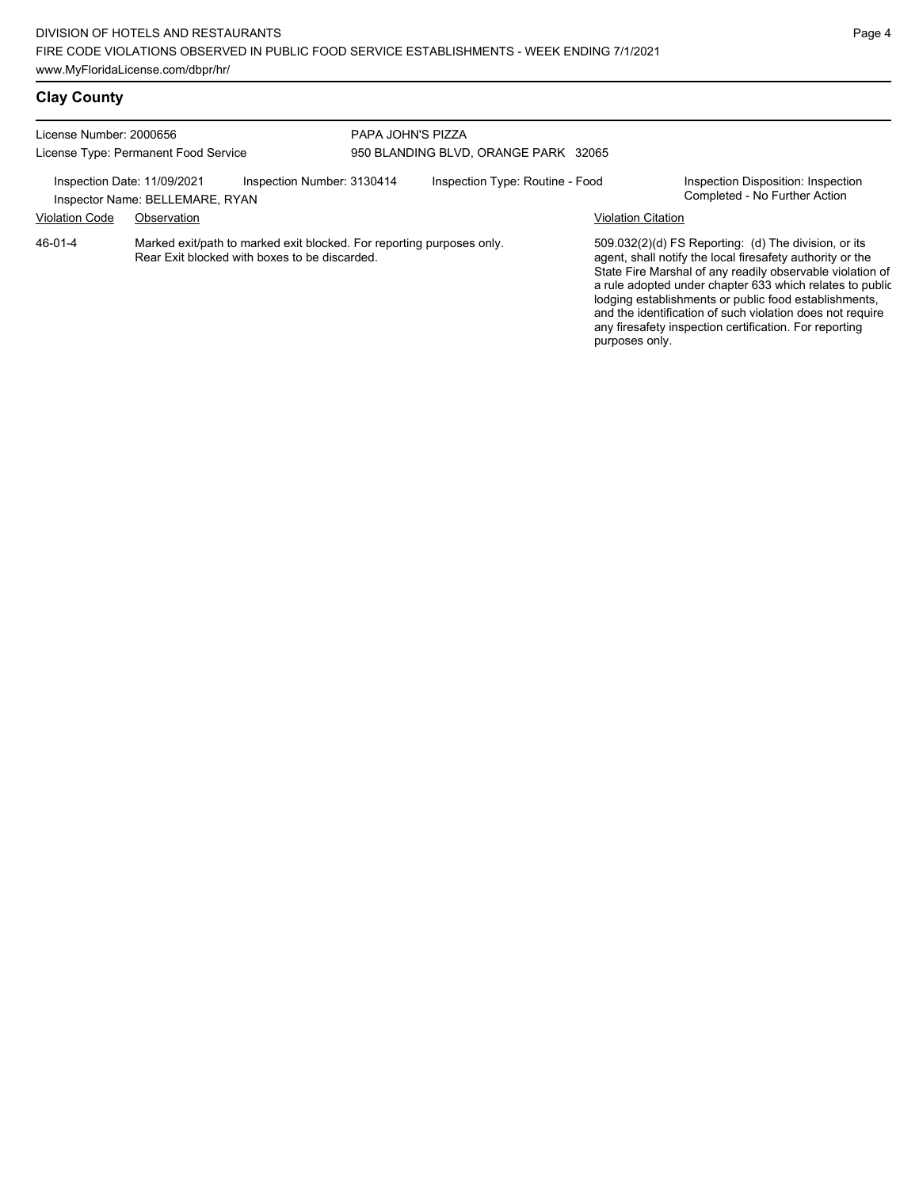## Clay County

License Number: 2000656
License Type: Permanent Food Service

PAPA JOHN'S PIZZA
950 BLANDING BLVD, ORANGE PARK 32065

Inspection Date: 11/09/2021
Inspector Name: BELLEMARE, RYAN

Inspection Number: 3130414

Inspection Type: Routine - Food

Inspection Disposition: Inspection Completed - No Further Action

| Violation Code | Observation | Violation Citation |
|---|---|---|
| 46-01-4 | Marked exit/path to marked exit blocked. For reporting purposes only. Rear Exit blocked with boxes to be discarded. | 509.032(2)(d) FS Reporting: (d) The division, or its agent, shall notify the local firesafety authority or the State Fire Marshal of any readily observable violation of a rule adopted under chapter 633 which relates to public lodging establishments or public food establishments, and the identification of such violation does not require any firesafety inspection certification. For reporting purposes only. |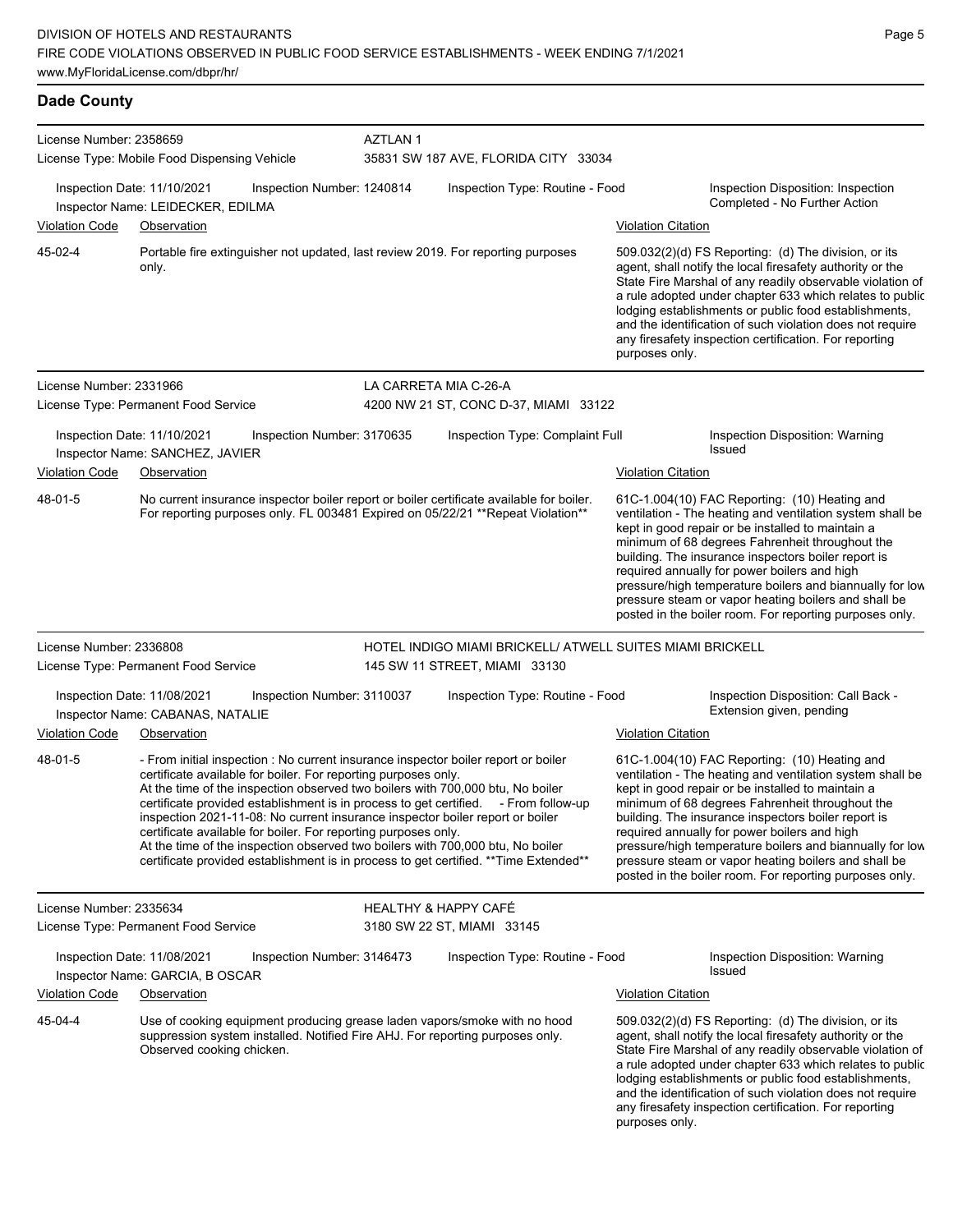## Dade County

**License Number:** 2358659 — **AZTLAN 1**
License Type: Mobile Food Dispensing Vehicle — 35831 SW 187 AVE, FLORIDA CITY 33034

Inspection Date: 11/10/2021 | Inspection Number: 1240814 | Inspection Type: Routine - Food | Inspection Disposition: Inspection Completed - No Further Action
Inspector Name: LEIDECKER, EDILMA

| Violation Code | Observation | Violation Citation |
|---|---|---|
| 45-02-4 | Portable fire extinguisher not updated, last review 2019. For reporting purposes only. | 509.032(2)(d) FS Reporting: (d) The division, or its agent, shall notify the local firesafety authority or the State Fire Marshal of any readily observable violation of a rule adopted under chapter 633 which relates to public lodging establishments or public food establishments, and the identification of such violation does not require any firesafety inspection certification. For reporting purposes only. |

**License Number:** 2331966 — **LA CARRETA MIA C-26-A**
License Type: Permanent Food Service — 4200 NW 21 ST, CONC D-37, MIAMI 33122

Inspection Date: 11/10/2021 | Inspection Number: 3170635 | Inspection Type: Complaint Full | Inspection Disposition: Warning Issued
Inspector Name: SANCHEZ, JAVIER

| Violation Code | Observation | Violation Citation |
|---|---|---|
| 48-01-5 | No current insurance inspector boiler report or boiler certificate available for boiler. For reporting purposes only. FL 003481 Expired on 05/22/21 **Repeat Violation** | 61C-1.004(10) FAC Reporting: (10) Heating and ventilation - The heating and ventilation system shall be kept in good repair or be installed to maintain a minimum of 68 degrees Fahrenheit throughout the building. The insurance inspectors boiler report is required annually for power boilers and high pressure/high temperature boilers and biannually for low pressure steam or vapor heating boilers and shall be posted in the boiler room. For reporting purposes only. |

**License Number:** 2336808 — **HOTEL INDIGO MIAMI BRICKELL/ ATWELL SUITES MIAMI BRICKELL**
License Type: Permanent Food Service — 145 SW 11 STREET, MIAMI 33130

Inspection Date: 11/08/2021 | Inspection Number: 3110037 | Inspection Type: Routine - Food | Inspection Disposition: Call Back - Extension given, pending
Inspector Name: CABANAS, NATALIE

| Violation Code | Observation | Violation Citation |
|---|---|---|
| 48-01-5 | - From initial inspection : No current insurance inspector boiler report or boiler certificate available for boiler. For reporting purposes only. At the time of the inspection observed two boilers with 700,000 btu, No boiler certificate provided establishment is in process to get certified. - From follow-up inspection 2021-11-08: No current insurance inspector boiler report or boiler certificate available for boiler. For reporting purposes only. At the time of the inspection observed two boilers with 700,000 btu, No boiler certificate provided establishment is in process to get certified. **Time Extended** | 61C-1.004(10) FAC Reporting: (10) Heating and ventilation - The heating and ventilation system shall be kept in good repair or be installed to maintain a minimum of 68 degrees Fahrenheit throughout the building. The insurance inspectors boiler report is required annually for power boilers and high pressure/high temperature boilers and biannually for low pressure steam or vapor heating boilers and shall be posted in the boiler room. For reporting purposes only. |

**License Number:** 2335634 — **HEALTHY & HAPPY CAFÉ**
License Type: Permanent Food Service — 3180 SW 22 ST, MIAMI 33145

Inspection Date: 11/08/2021 | Inspection Number: 3146473 | Inspection Type: Routine - Food | Inspection Disposition: Warning Issued
Inspector Name: GARCIA, B OSCAR

| Violation Code | Observation | Violation Citation |
|---|---|---|
| 45-04-4 | Use of cooking equipment producing grease laden vapors/smoke with no hood suppression system installed. Notified Fire AHJ. For reporting purposes only. Observed cooking chicken. | 509.032(2)(d) FS Reporting: (d) The division, or its agent, shall notify the local firesafety authority or the State Fire Marshal of any readily observable violation of a rule adopted under chapter 633 which relates to public lodging establishments or public food establishments, and the identification of such violation does not require any firesafety inspection certification. For reporting purposes only. |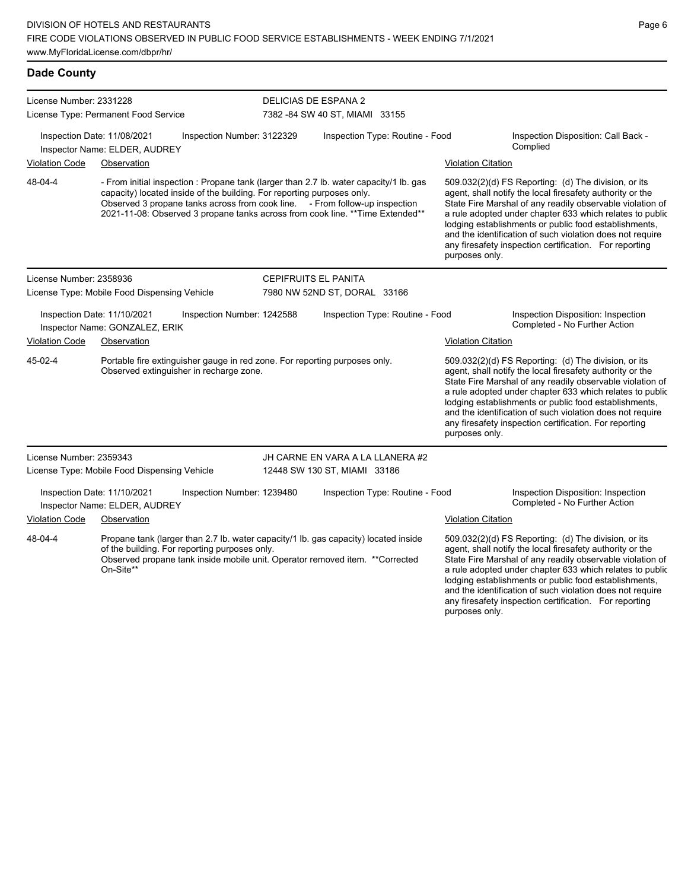## Dade County

**License Number:** 2331228
**License Type:** Permanent Food Service

**DELICIAS DE ESPANA 2**
7382 -84 SW 40 ST, MIAMI 33155

Inspection Date: 11/08/2021 | Inspection Number: 3122329 | Inspection Type: Routine - Food | Inspection Disposition: Call Back - Complied
Inspector Name: ELDER, AUDREY

| Violation Code | Observation | Violation Citation |
|---|---|---|
| 48-04-4 | - From initial inspection : Propane tank (larger than 2.7 lb. water capacity/1 lb. gas capacity) located inside of the building. For reporting purposes only. Observed 3 propane tanks across from cook line. - From follow-up inspection 2021-11-08: Observed 3 propane tanks across from cook line. **Time Extended** | 509.032(2)(d) FS Reporting: (d) The division, or its agent, shall notify the local firesafety authority or the State Fire Marshal of any readily observable violation of a rule adopted under chapter 633 which relates to public lodging establishments or public food establishments, and the identification of such violation does not require any firesafety inspection certification. For reporting purposes only. |

**License Number:** 2358936
**License Type:** Mobile Food Dispensing Vehicle

**CEPIFRUITS EL PANITA**
7980 NW 52ND ST, DORAL 33166

Inspection Date: 11/10/2021 | Inspection Number: 1242588 | Inspection Type: Routine - Food | Inspection Disposition: Inspection Completed - No Further Action
Inspector Name: GONZALEZ, ERIK

| Violation Code | Observation | Violation Citation |
|---|---|---|
| 45-02-4 | Portable fire extinguisher gauge in red zone. For reporting purposes only. Observed extinguisher in recharge zone. | 509.032(2)(d) FS Reporting: (d) The division, or its agent, shall notify the local firesafety authority or the State Fire Marshal of any readily observable violation of a rule adopted under chapter 633 which relates to public lodging establishments or public food establishments, and the identification of such violation does not require any firesafety inspection certification. For reporting purposes only. |

**License Number:** 2359343
**License Type:** Mobile Food Dispensing Vehicle

**JH CARNE EN VARA A LA LLANERA #2**
12448 SW 130 ST, MIAMI 33186

Inspection Date: 11/10/2021 | Inspection Number: 1239480 | Inspection Type: Routine - Food | Inspection Disposition: Inspection Completed - No Further Action
Inspector Name: ELDER, AUDREY

| Violation Code | Observation | Violation Citation |
|---|---|---|
| 48-04-4 | Propane tank (larger than 2.7 lb. water capacity/1 lb. gas capacity) located inside of the building. For reporting purposes only. Observed propane tank inside mobile unit. Operator removed item. **Corrected On-Site** | 509.032(2)(d) FS Reporting: (d) The division, or its agent, shall notify the local firesafety authority or the State Fire Marshal of any readily observable violation of a rule adopted under chapter 633 which relates to public lodging establishments or public food establishments, and the identification of such violation does not require any firesafety inspection certification. For reporting purposes only. |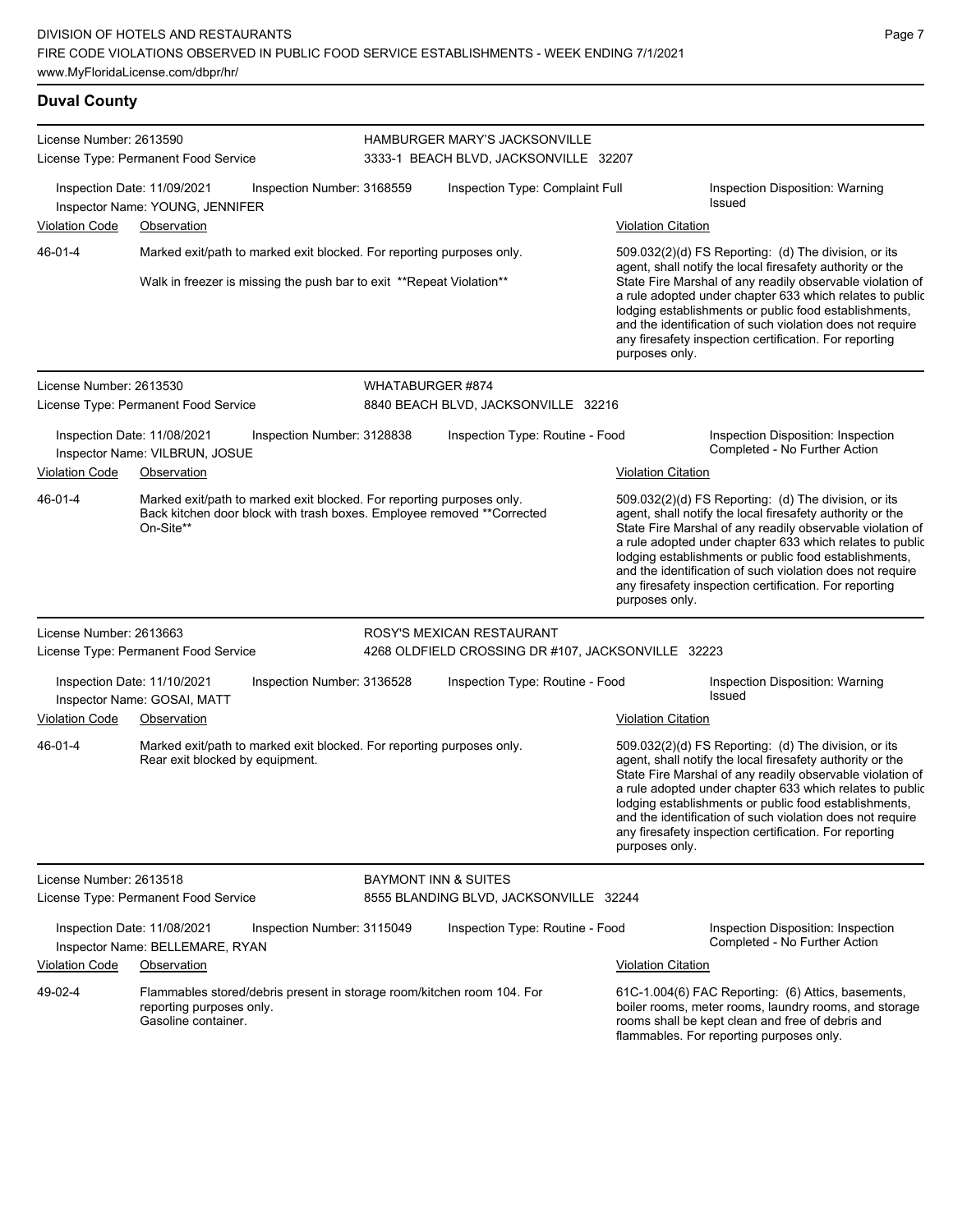## Duval County

**License Number:** 2613590
**License Type:** Permanent Food Service

**HAMBURGER MARY'S JACKSONVILLE**
3333-1 BEACH BLVD, JACKSONVILLE 32207

Inspection Date: 11/09/2021 | Inspection Number: 3168559 | Inspection Type: Complaint Full | Inspection Disposition: Warning Issued
Inspector Name: YOUNG, JENNIFER

| Violation Code | Observation | Violation Citation |
|---|---|---|
| 46-01-4 | Marked exit/path to marked exit blocked. For reporting purposes only. Walk in freezer is missing the push bar to exit **Repeat Violation** | 509.032(2)(d) FS Reporting: (d) The division, or its agent, shall notify the local firesafety authority or the State Fire Marshal of any readily observable violation of a rule adopted under chapter 633 which relates to public lodging establishments or public food establishments, and the identification of such violation does not require any firesafety inspection certification. For reporting purposes only. |

---

**License Number:** 2613530
**License Type:** Permanent Food Service

**WHATABURGER #874**
8840 BEACH BLVD, JACKSONVILLE 32216

Inspection Date: 11/08/2021 | Inspection Number: 3128838 | Inspection Type: Routine - Food | Inspection Disposition: Inspection Completed - No Further Action
Inspector Name: VILBRUN, JOSUE

| Violation Code | Observation | Violation Citation |
|---|---|---|
| 46-01-4 | Marked exit/path to marked exit blocked. For reporting purposes only. Back kitchen door block with trash boxes. Employee removed **Corrected On-Site** | 509.032(2)(d) FS Reporting: (d) The division, or its agent, shall notify the local firesafety authority or the State Fire Marshal of any readily observable violation of a rule adopted under chapter 633 which relates to public lodging establishments or public food establishments, and the identification of such violation does not require any firesafety inspection certification. For reporting purposes only. |

---

**License Number:** 2613663
**License Type:** Permanent Food Service

**ROSY'S MEXICAN RESTAURANT**
4268 OLDFIELD CROSSING DR #107, JACKSONVILLE 32223

Inspection Date: 11/10/2021 | Inspection Number: 3136528 | Inspection Type: Routine - Food | Inspection Disposition: Warning Issued
Inspector Name: GOSAI, MATT

| Violation Code | Observation | Violation Citation |
|---|---|---|
| 46-01-4 | Marked exit/path to marked exit blocked. For reporting purposes only. Rear exit blocked by equipment. | 509.032(2)(d) FS Reporting: (d) The division, or its agent, shall notify the local firesafety authority or the State Fire Marshal of any readily observable violation of a rule adopted under chapter 633 which relates to public lodging establishments or public food establishments, and the identification of such violation does not require any firesafety inspection certification. For reporting purposes only. |

---

**License Number:** 2613518
**License Type:** Permanent Food Service

**BAYMONT INN & SUITES**
8555 BLANDING BLVD, JACKSONVILLE 32244

Inspection Date: 11/08/2021 | Inspection Number: 3115049 | Inspection Type: Routine - Food | Inspection Disposition: Inspection Completed - No Further Action
Inspector Name: BELLEMARE, RYAN

| Violation Code | Observation | Violation Citation |
|---|---|---|
| 49-02-4 | Flammables stored/debris present in storage room/kitchen room 104. For reporting purposes only. Gasoline container. | 61C-1.004(6) FAC Reporting: (6) Attics, basements, boiler rooms, meter rooms, laundry rooms, and storage rooms shall be kept clean and free of debris and flammables. For reporting purposes only. |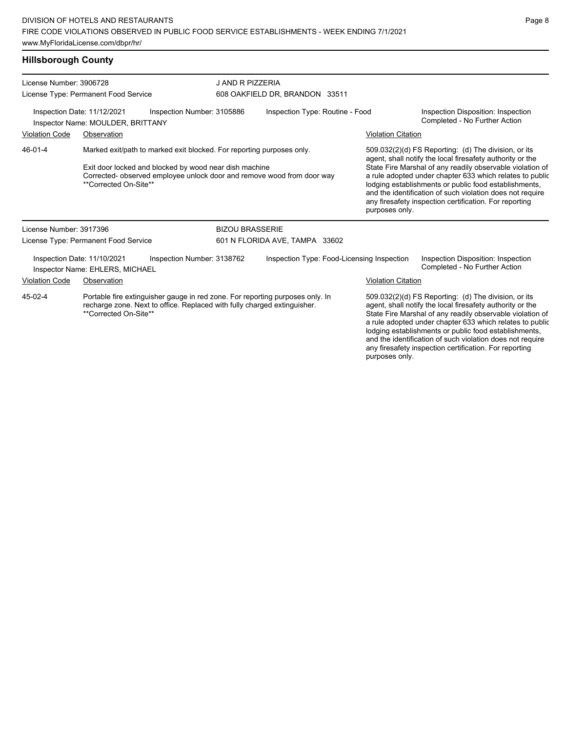## Hillsborough County

License Number: 3906728
License Type: Permanent Food Service

J AND R PIZZERIA
608 OAKFIELD DR, BRANDON 33511

Inspection Date: 11/12/2021
Inspection Number: 3105886
Inspection Type: Routine - Food
Inspection Disposition: Inspection Completed - No Further Action
Inspector Name: MOULDER, BRITTANY

| Violation Code | Observation | Violation Citation |
|---|---|---|
| 46-01-4 | Marked exit/path to marked exit blocked. For reporting purposes only.<br><br>Exit door locked and blocked by wood near dish machine<br>Corrected- observed employee unlock door and remove wood from door way<br>**Corrected On-Site** | 509.032(2)(d) FS Reporting: (d) The division, or its agent, shall notify the local firesafety authority or the State Fire Marshal of any readily observable violation of a rule adopted under chapter 633 which relates to public lodging establishments or public food establishments, and the identification of such violation does not require any firesafety inspection certification. For reporting purposes only. |

License Number: 3917396
License Type: Permanent Food Service

BIZOU BRASSERIE
601 N FLORIDA AVE, TAMPA 33602

Inspection Date: 11/10/2021
Inspection Number: 3138762
Inspection Type: Food-Licensing Inspection
Inspection Disposition: Inspection Completed - No Further Action
Inspector Name: EHLERS, MICHAEL

| Violation Code | Observation | Violation Citation |
|---|---|---|
| 45-02-4 | Portable fire extinguisher gauge in red zone. For reporting purposes only. In recharge zone. Next to office. Replaced with fully charged extinguisher.<br>**Corrected On-Site** | 509.032(2)(d) FS Reporting: (d) The division, or its agent, shall notify the local firesafety authority or the State Fire Marshal of any readily observable violation of a rule adopted under chapter 633 which relates to public lodging establishments or public food establishments, and the identification of such violation does not require any firesafety inspection certification. For reporting purposes only. |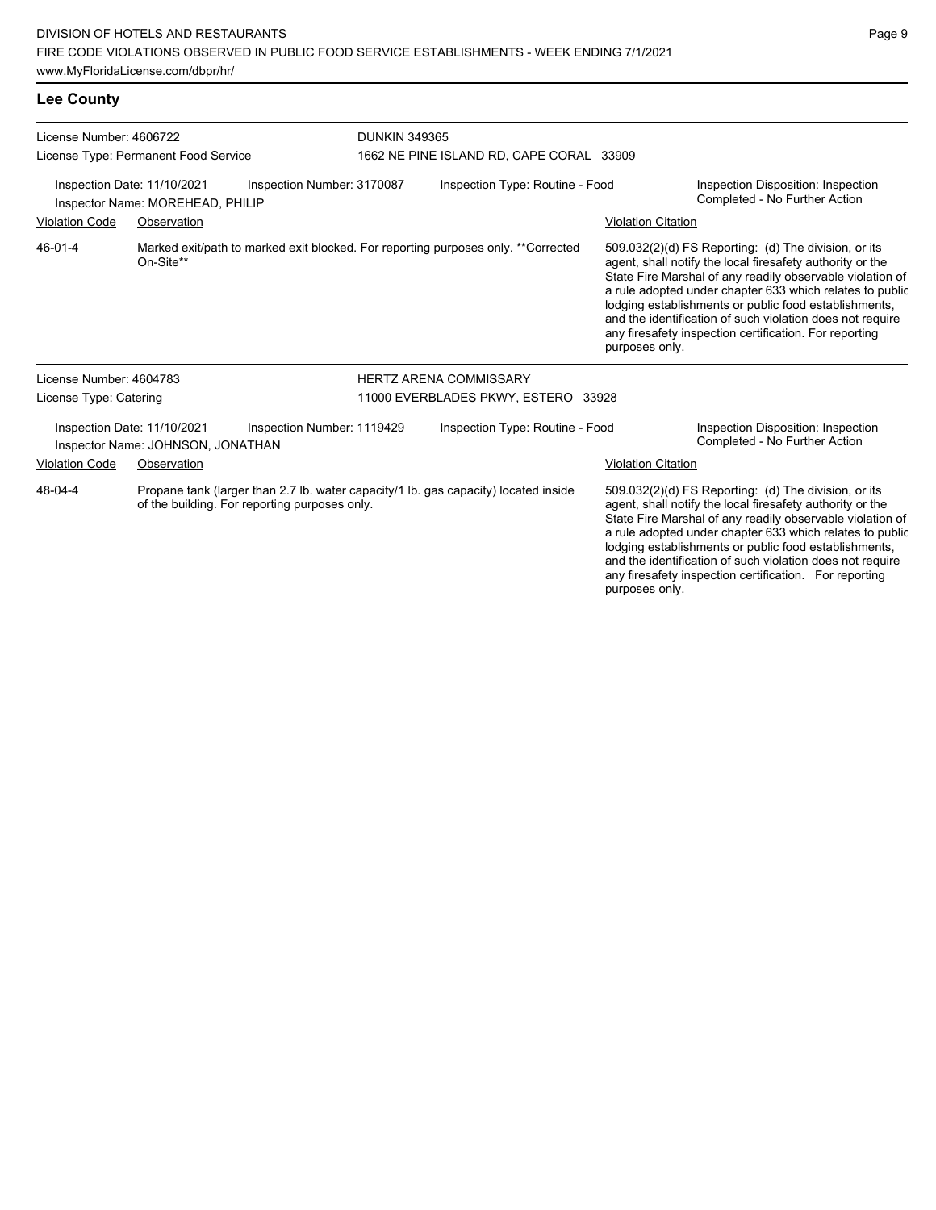## Lee County

License Number: 4606722
License Type: Permanent Food Service

DUNKIN 349365
1662 NE PINE ISLAND RD, CAPE CORAL 33909

Inspection Date: 11/10/2021 | Inspection Number: 3170087 | Inspection Type: Routine - Food | Inspection Disposition: Inspection Completed - No Further Action

Inspector Name: MOREHEAD, PHILIP

| Violation Code | Observation | Violation Citation |
|---|---|---|
| 46-01-4 | Marked exit/path to marked exit blocked. For reporting purposes only. **Corrected On-Site** | 509.032(2)(d) FS Reporting: (d) The division, or its agent, shall notify the local firesafety authority or the State Fire Marshal of any readily observable violation of a rule adopted under chapter 633 which relates to public lodging establishments or public food establishments, and the identification of such violation does not require any firesafety inspection certification. For reporting purposes only. |

License Number: 4604783
License Type: Catering

HERTZ ARENA COMMISSARY
11000 EVERBLADES PKWY, ESTERO 33928

Inspection Date: 11/10/2021 | Inspection Number: 1119429 | Inspection Type: Routine - Food | Inspection Disposition: Inspection Completed - No Further Action

Inspector Name: JOHNSON, JONATHAN

| Violation Code | Observation | Violation Citation |
|---|---|---|
| 48-04-4 | Propane tank (larger than 2.7 lb. water capacity/1 lb. gas capacity) located inside of the building. For reporting purposes only. | 509.032(2)(d) FS Reporting: (d) The division, or its agent, shall notify the local firesafety authority or the State Fire Marshal of any readily observable violation of a rule adopted under chapter 633 which relates to public lodging establishments or public food establishments, and the identification of such violation does not require any firesafety inspection certification. For reporting purposes only. |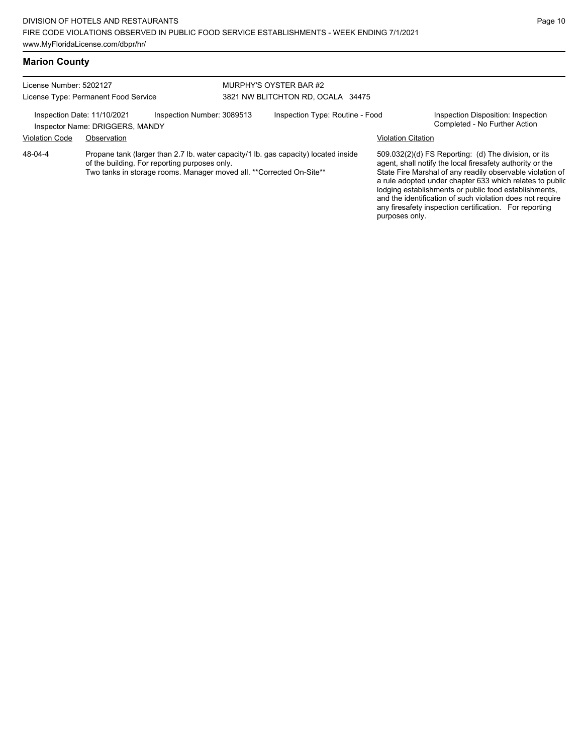## Marion County

License Number: 5202127
License Type: Permanent Food Service

MURPHY'S OYSTER BAR #2
3821 NW BLITCHTON RD, OCALA 34475

Inspection Date: 11/10/2021
Inspector Name: DRIGGERS, MANDY
Inspection Number: 3089513
Inspection Type: Routine - Food
Inspection Disposition: Inspection Completed - No Further Action

| Violation Code | Observation | Violation Citation |
|---|---|---|
| 48-04-4 | Propane tank (larger than 2.7 lb. water capacity/1 lb. gas capacity) located inside of the building. For reporting purposes only. Two tanks in storage rooms. Manager moved all. **Corrected On-Site** | 509.032(2)(d) FS Reporting: (d) The division, or its agent, shall notify the local firesafety authority or the State Fire Marshal of any readily observable violation of a rule adopted under chapter 633 which relates to public lodging establishments or public food establishments, and the identification of such violation does not require any firesafety inspection certification. For reporting purposes only. |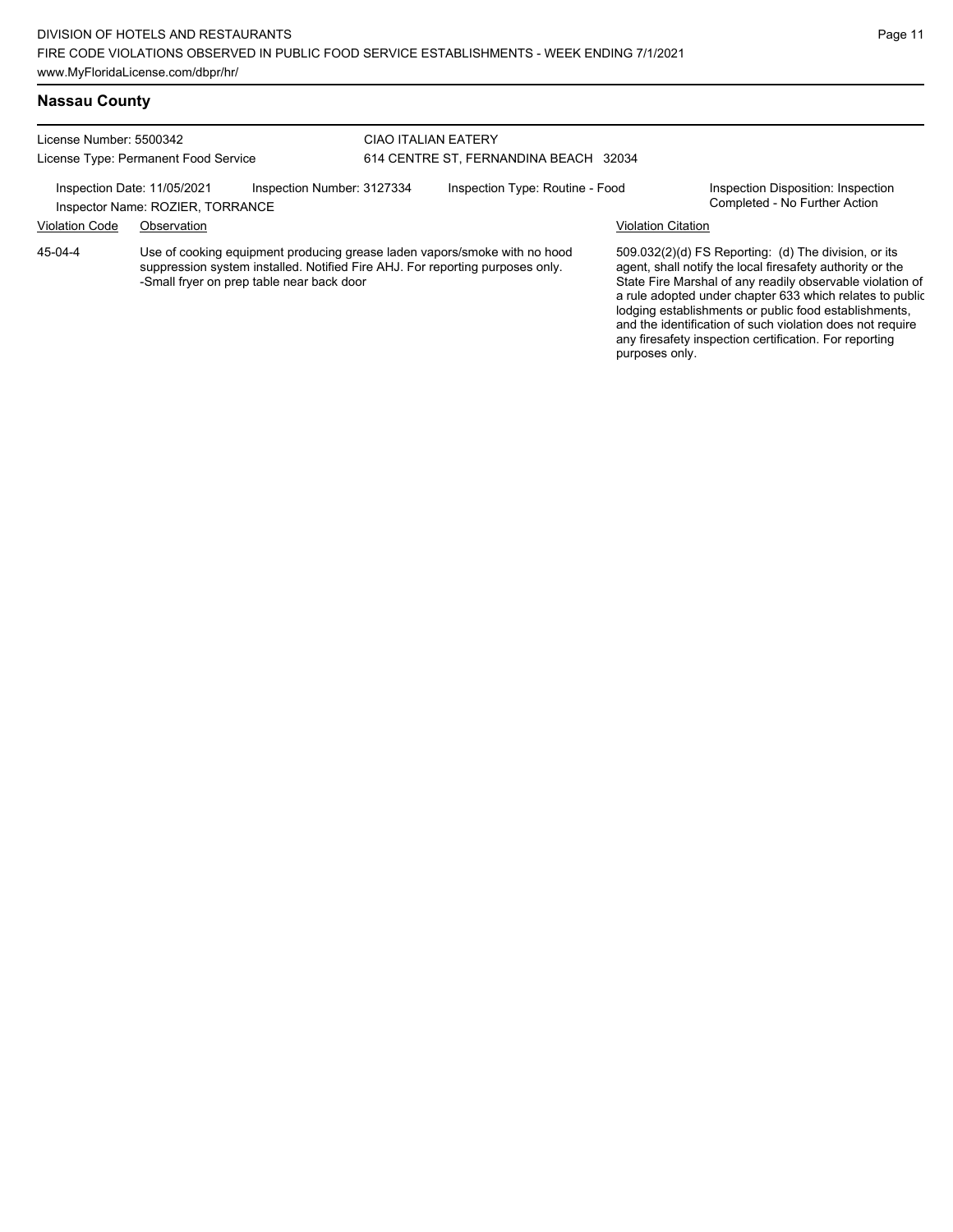## Nassau County

License Number: 5500342
License Type: Permanent Food Service

CIAO ITALIAN EATERY
614 CENTRE ST, FERNANDINA BEACH 32034

Inspection Date: 11/05/2021
Inspection Number: 3127334
Inspection Type: Routine - Food
Inspection Disposition: Inspection Completed - No Further Action
Inspector Name: ROZIER, TORRANCE

| Violation Code | Observation | Violation Citation |
|---|---|---|
| 45-04-4 | Use of cooking equipment producing grease laden vapors/smoke with no hood suppression system installed. Notified Fire AHJ. For reporting purposes only. -Small fryer on prep table near back door | 509.032(2)(d) FS Reporting: (d) The division, or its agent, shall notify the local firesafety authority or the State Fire Marshal of any readily observable violation of a rule adopted under chapter 633 which relates to public lodging establishments or public food establishments, and the identification of such violation does not require any firesafety inspection certification. For reporting purposes only. |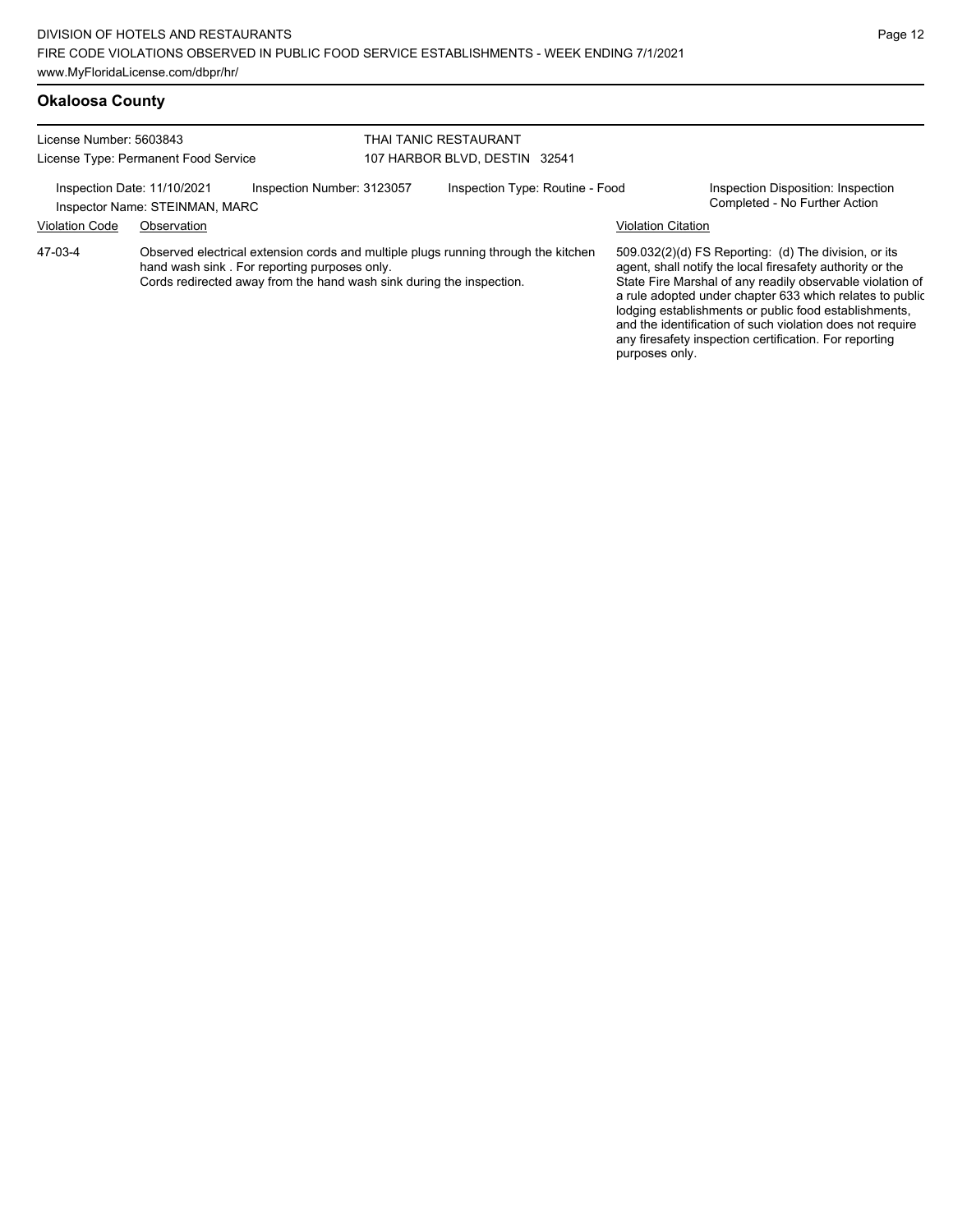## Okaloosa County

License Number: 5603843
License Type: Permanent Food Service

THAI TANIC RESTAURANT
107 HARBOR BLVD, DESTIN 32541

Inspection Date: 11/10/2021
Inspection Number: 3123057
Inspection Type: Routine - Food
Inspection Disposition: Inspection Completed - No Further Action
Inspector Name: STEINMAN, MARC

| Violation Code | Observation | Violation Citation |
| --- | --- | --- |
| 47-03-4 | Observed electrical extension cords and multiple plugs running through the kitchen hand wash sink . For reporting purposes only. Cords redirected away from the hand wash sink during the inspection. | 509.032(2)(d) FS Reporting: (d) The division, or its agent, shall notify the local firesafety authority or the State Fire Marshal of any readily observable violation of a rule adopted under chapter 633 which relates to public lodging establishments or public food establishments, and the identification of such violation does not require any firesafety inspection certification. For reporting purposes only. |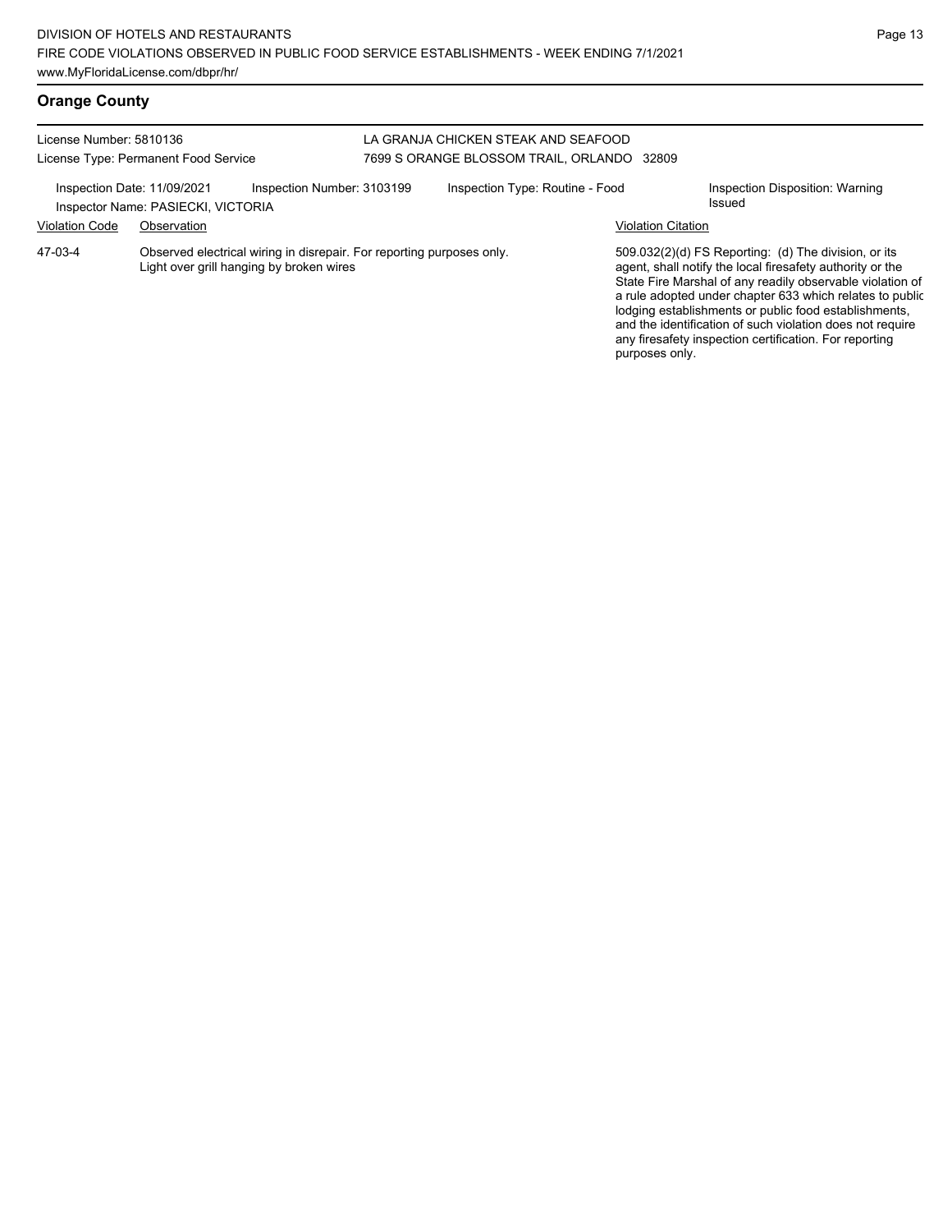## Orange County

License Number: 5810136

License Type: Permanent Food Service

LA GRANJA CHICKEN STEAK AND SEAFOOD
7699 S ORANGE BLOSSOM TRAIL, ORLANDO 32809

Inspection Date: 11/09/2021 | Inspection Number: 3103199 | Inspection Type: Routine - Food | Inspection Disposition: Warning Issued

Inspector Name: PASIECKI, VICTORIA

| Violation Code | Observation | Violation Citation |
| --- | --- | --- |
| 47-03-4 | Observed electrical wiring in disrepair. For reporting purposes only. Light over grill hanging by broken wires | 509.032(2)(d) FS Reporting: (d) The division, or its agent, shall notify the local firesafety authority or the State Fire Marshal of any readily observable violation of a rule adopted under chapter 633 which relates to public lodging establishments or public food establishments, and the identification of such violation does not require any firesafety inspection certification. For reporting purposes only. |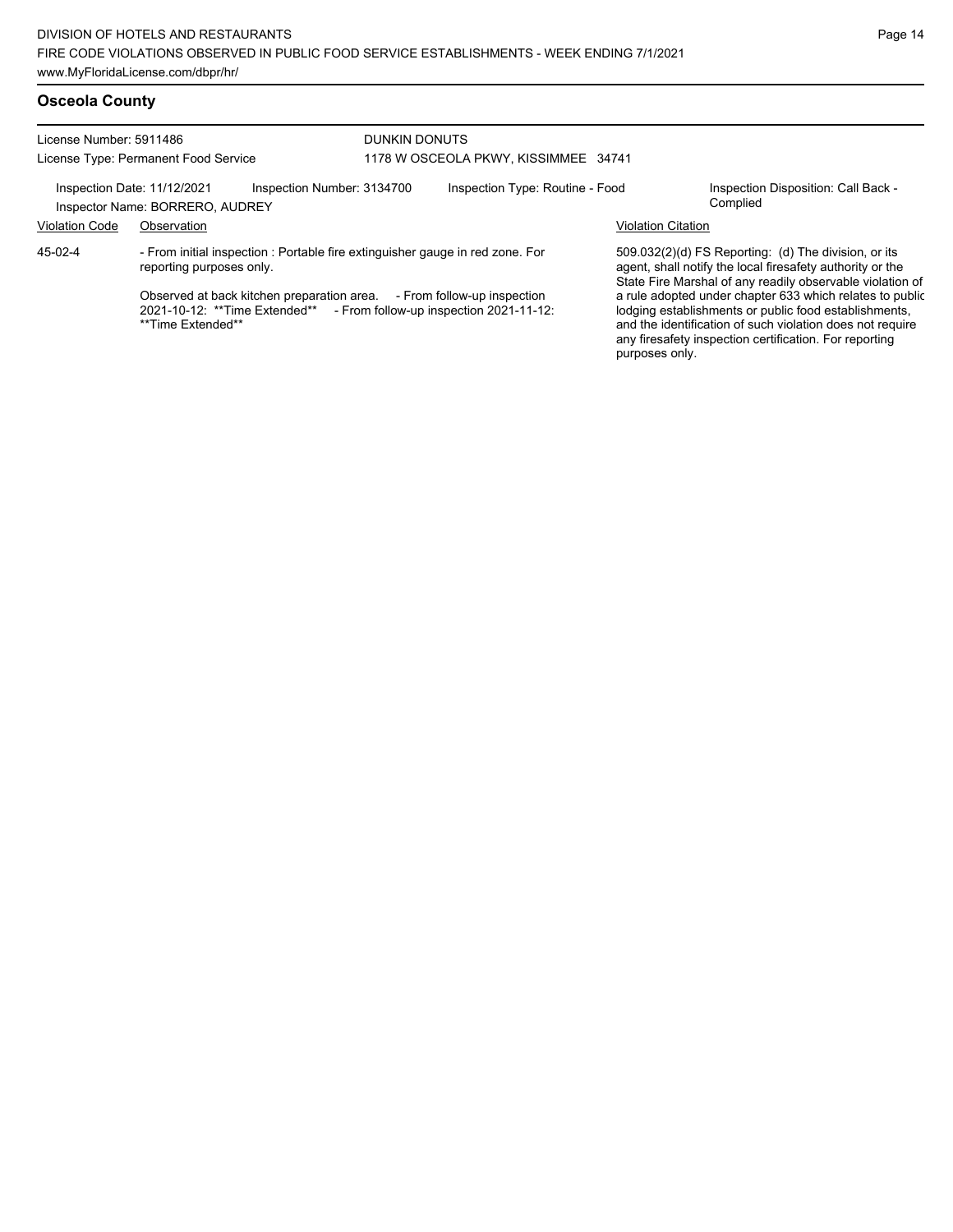## Osceola County

License Number: 5911486
License Type: Permanent Food Service

DUNKIN DONUTS
1178 W OSCEOLA PKWY, KISSIMMEE 34741

Inspection Date: 11/12/2021 | Inspection Number: 3134700 | Inspection Type: Routine - Food | Inspection Disposition: Call Back - Complied
Inspector Name: BORRERO, AUDREY

| Violation Code | Observation | Violation Citation |
|---|---|---|
| 45-02-4 | - From initial inspection : Portable fire extinguisher gauge in red zone. For reporting purposes only.<br><br>Observed at back kitchen preparation area. - From follow-up inspection 2021-10-12: **Time Extended** - From follow-up inspection 2021-11-12: **Time Extended** | 509.032(2)(d) FS Reporting: (d) The division, or its agent, shall notify the local firesafety authority or the State Fire Marshal of any readily observable violation of a rule adopted under chapter 633 which relates to public lodging establishments or public food establishments, and the identification of such violation does not require any firesafety inspection certification. For reporting purposes only. |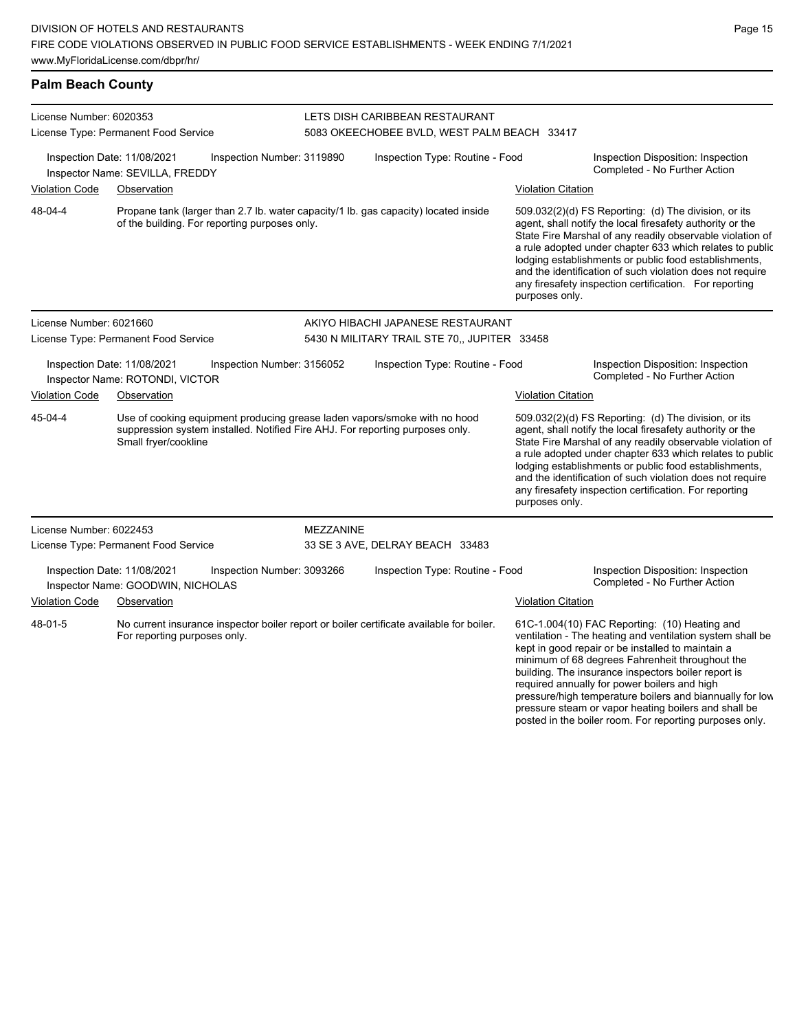## Palm Beach County

**License Number:** 6020353
**License Type:** Permanent Food Service

**LETS DISH CARIBBEAN RESTAURANT**
5083 OKEECHOBEE BVLD, WEST PALM BEACH 33417

Inspection Date: 11/08/2021
Inspection Number: 3119890
Inspection Type: Routine - Food
Inspection Disposition: Inspection Completed - No Further Action
Inspector Name: SEVILLA, FREDDY

| Violation Code | Observation | Violation Citation |
| --- | --- | --- |
| 48-04-4 | Propane tank (larger than 2.7 lb. water capacity/1 lb. gas capacity) located inside of the building. For reporting purposes only. | 509.032(2)(d) FS Reporting: (d) The division, or its agent, shall notify the local firesafety authority or the State Fire Marshal of any readily observable violation of a rule adopted under chapter 633 which relates to public lodging establishments or public food establishments, and the identification of such violation does not require any firesafety inspection certification. For reporting purposes only. |

**License Number:** 6021660
**License Type:** Permanent Food Service

**AKIYO HIBACHI JAPANESE RESTAURANT**
5430 N MILITARY TRAIL STE 70,, JUPITER 33458

Inspection Date: 11/08/2021
Inspection Number: 3156052
Inspection Type: Routine - Food
Inspection Disposition: Inspection Completed - No Further Action
Inspector Name: ROTONDI, VICTOR

| Violation Code | Observation | Violation Citation |
| --- | --- | --- |
| 45-04-4 | Use of cooking equipment producing grease laden vapors/smoke with no hood suppression system installed. Notified Fire AHJ. For reporting purposes only. Small fryer/cookline | 509.032(2)(d) FS Reporting: (d) The division, or its agent, shall notify the local firesafety authority or the State Fire Marshal of any readily observable violation of a rule adopted under chapter 633 which relates to public lodging establishments or public food establishments, and the identification of such violation does not require any firesafety inspection certification. For reporting purposes only. |

**License Number:** 6022453
**License Type:** Permanent Food Service

**MEZZANINE**
33 SE 3 AVE, DELRAY BEACH 33483

Inspection Date: 11/08/2021
Inspection Number: 3093266
Inspection Type: Routine - Food
Inspection Disposition: Inspection Completed - No Further Action
Inspector Name: GOODWIN, NICHOLAS

| Violation Code | Observation | Violation Citation |
| --- | --- | --- |
| 48-01-5 | No current insurance inspector boiler report or boiler certificate available for boiler. For reporting purposes only. | 61C-1.004(10) FAC Reporting: (10) Heating and ventilation - The heating and ventilation system shall be kept in good repair or be installed to maintain a minimum of 68 degrees Fahrenheit throughout the building. The insurance inspectors boiler report is required annually for power boilers and high pressure/high temperature boilers and biannually for low pressure steam or vapor heating boilers and shall be posted in the boiler room. For reporting purposes only. |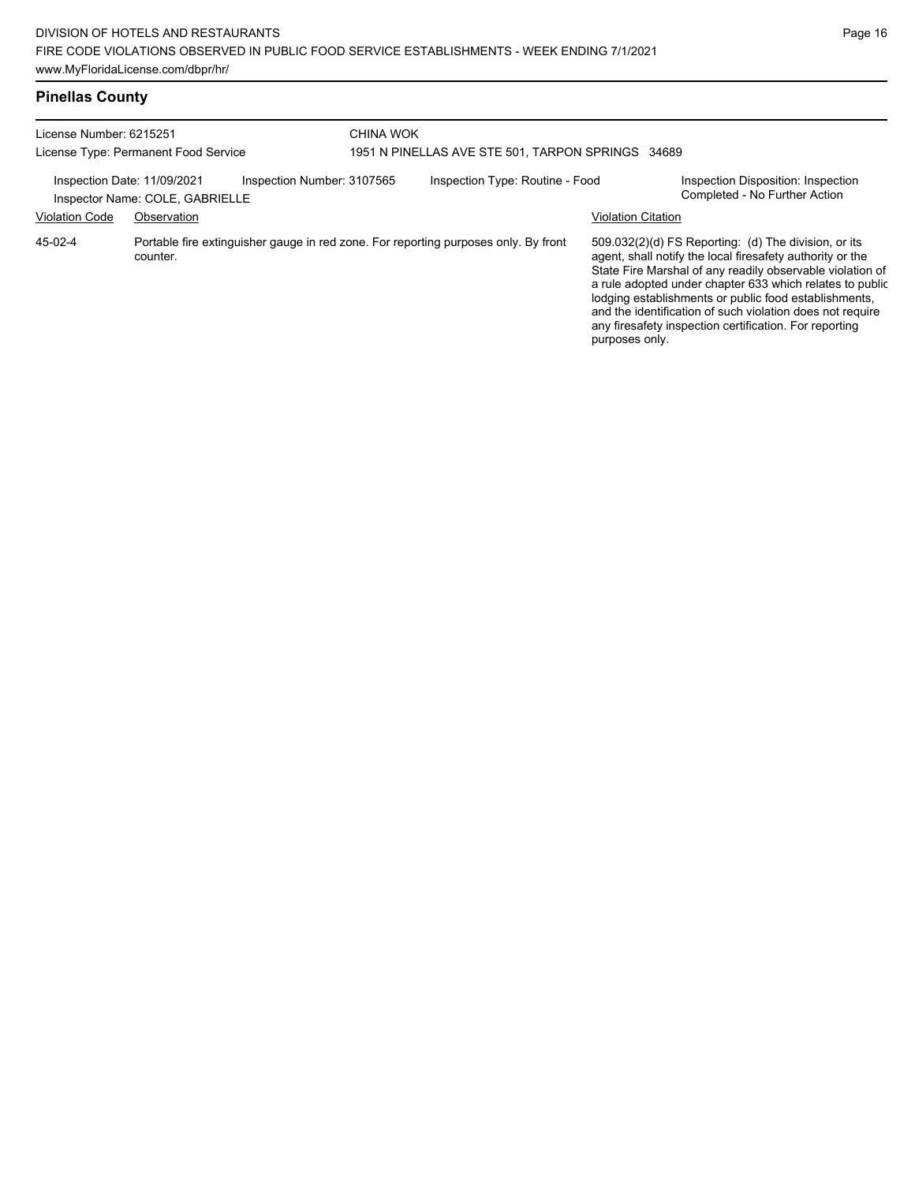## Pinellas County

License Number: 6215251
License Type: Permanent Food Service

CHINA WOK
1951 N PINELLAS AVE STE 501, TARPON SPRINGS 34689

Inspection Date: 11/09/2021
Inspector Name: COLE, GABRIELLE
Inspection Number: 3107565
Inspection Type: Routine - Food
Inspection Disposition: Inspection Completed - No Further Action

| Violation Code | Observation | Violation Citation |
| --- | --- | --- |
| 45-02-4 | Portable fire extinguisher gauge in red zone. For reporting purposes only. By front counter. | 509.032(2)(d) FS Reporting: (d) The division, or its agent, shall notify the local firesafety authority or the State Fire Marshal of any readily observable violation of a rule adopted under chapter 633 which relates to public lodging establishments or public food establishments, and the identification of such violation does not require any firesafety inspection certification. For reporting purposes only. |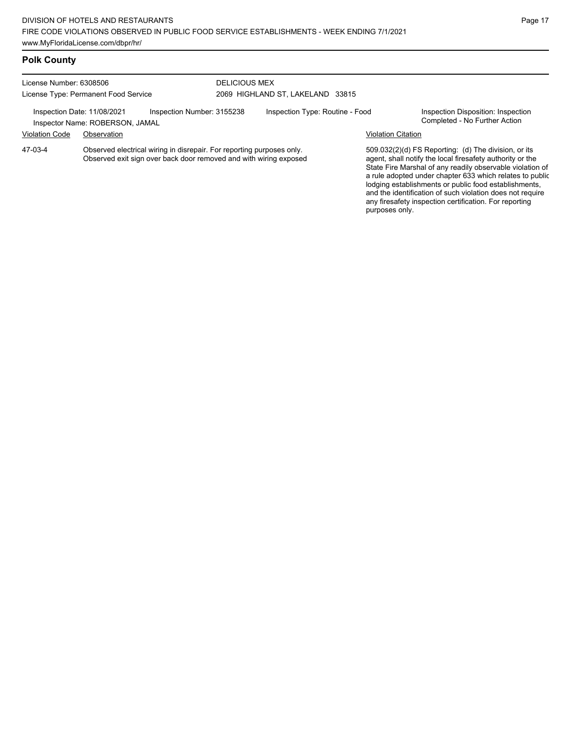## Polk County

License Number: 6308506
License Type: Permanent Food Service

DELICIOUS MEX
2069 HIGHLAND ST, LAKELAND 33815

Inspection Date: 11/08/2021 | Inspection Number: 3155238 | Inspection Type: Routine - Food | Inspection Disposition: Inspection Completed - No Further Action
Inspector Name: ROBERSON, JAMAL

| Violation Code | Observation | Violation Citation |
|---|---|---|
| 47-03-4 | Observed electrical wiring in disrepair. For reporting purposes only. Observed exit sign over back door removed and with wiring exposed | 509.032(2)(d) FS Reporting: (d) The division, or its agent, shall notify the local firesafety authority or the State Fire Marshal of any readily observable violation of a rule adopted under chapter 633 which relates to public lodging establishments or public food establishments, and the identification of such violation does not require any firesafety inspection certification. For reporting purposes only. |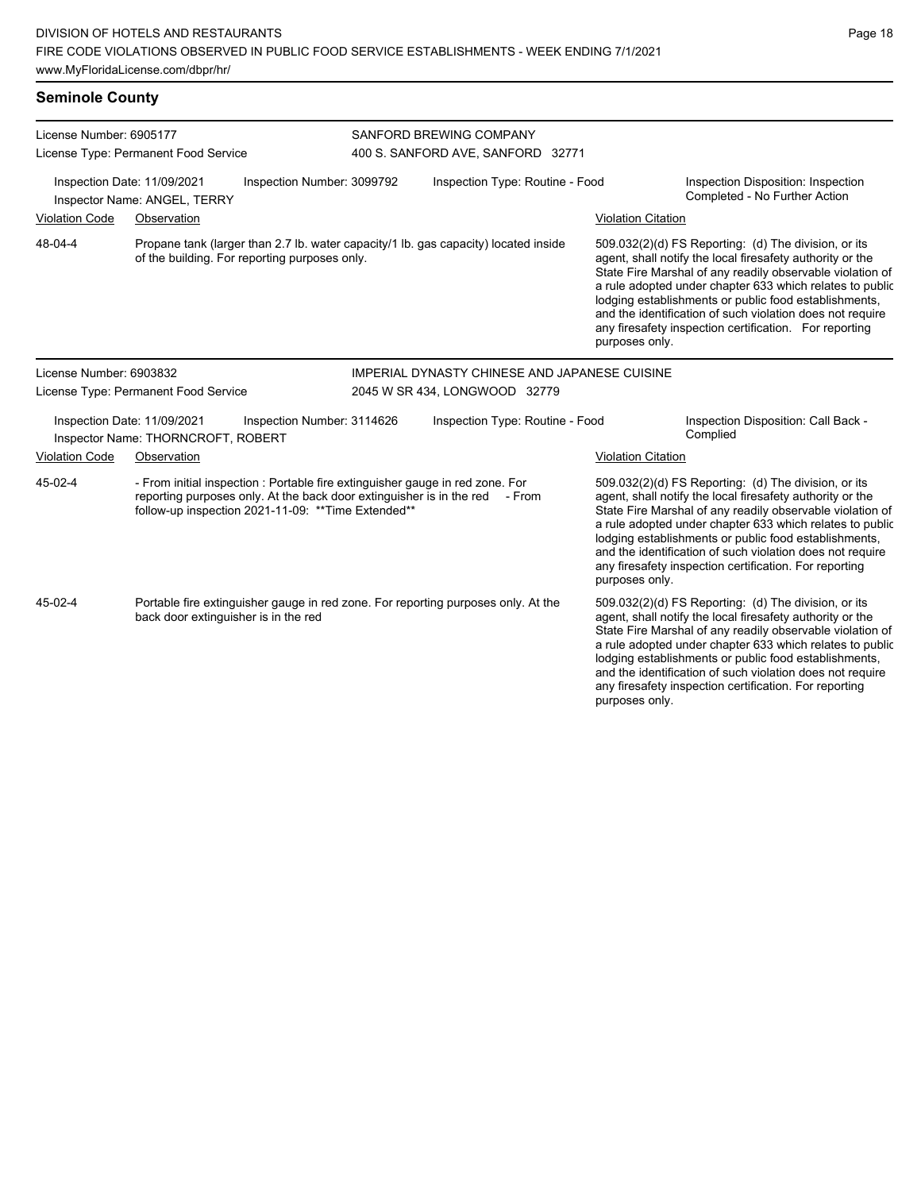## Seminole County

**License Number:** 6905177
**License Type:** Permanent Food Service

**SANFORD BREWING COMPANY**
400 S. SANFORD AVE, SANFORD 32771

Inspection Date: 11/09/2021
Inspector Name: ANGEL, TERRY
Inspection Number: 3099792
Inspection Type: Routine - Food
Inspection Disposition: Inspection Completed - No Further Action

| Violation Code | Observation | Violation Citation |
|---|---|---|
| 48-04-4 | Propane tank (larger than 2.7 lb. water capacity/1 lb. gas capacity) located inside of the building. For reporting purposes only. | 509.032(2)(d) FS Reporting: (d) The division, or its agent, shall notify the local firesafety authority or the State Fire Marshal of any readily observable violation of a rule adopted under chapter 633 which relates to public lodging establishments or public food establishments, and the identification of such violation does not require any firesafety inspection certification. For reporting purposes only. |

**License Number:** 6903832
**License Type:** Permanent Food Service

**IMPERIAL DYNASTY CHINESE AND JAPANESE CUISINE**
2045 W SR 434, LONGWOOD 32779

Inspection Date: 11/09/2021
Inspector Name: THORNCROFT, ROBERT
Inspection Number: 3114626
Inspection Type: Routine - Food
Inspection Disposition: Call Back - Complied

| Violation Code | Observation | Violation Citation |
|---|---|---|
| 45-02-4 | - From initial inspection : Portable fire extinguisher gauge in red zone. For reporting purposes only. At the back door extinguisher is in the red - From follow-up inspection 2021-11-09: **Time Extended** | 509.032(2)(d) FS Reporting: (d) The division, or its agent, shall notify the local firesafety authority or the State Fire Marshal of any readily observable violation of a rule adopted under chapter 633 which relates to public lodging establishments or public food establishments, and the identification of such violation does not require any firesafety inspection certification. For reporting purposes only. |
| 45-02-4 | Portable fire extinguisher gauge in red zone. For reporting purposes only. At the back door extinguisher is in the red | 509.032(2)(d) FS Reporting: (d) The division, or its agent, shall notify the local firesafety authority or the State Fire Marshal of any readily observable violation of a rule adopted under chapter 633 which relates to public lodging establishments or public food establishments, and the identification of such violation does not require any firesafety inspection certification. For reporting purposes only. |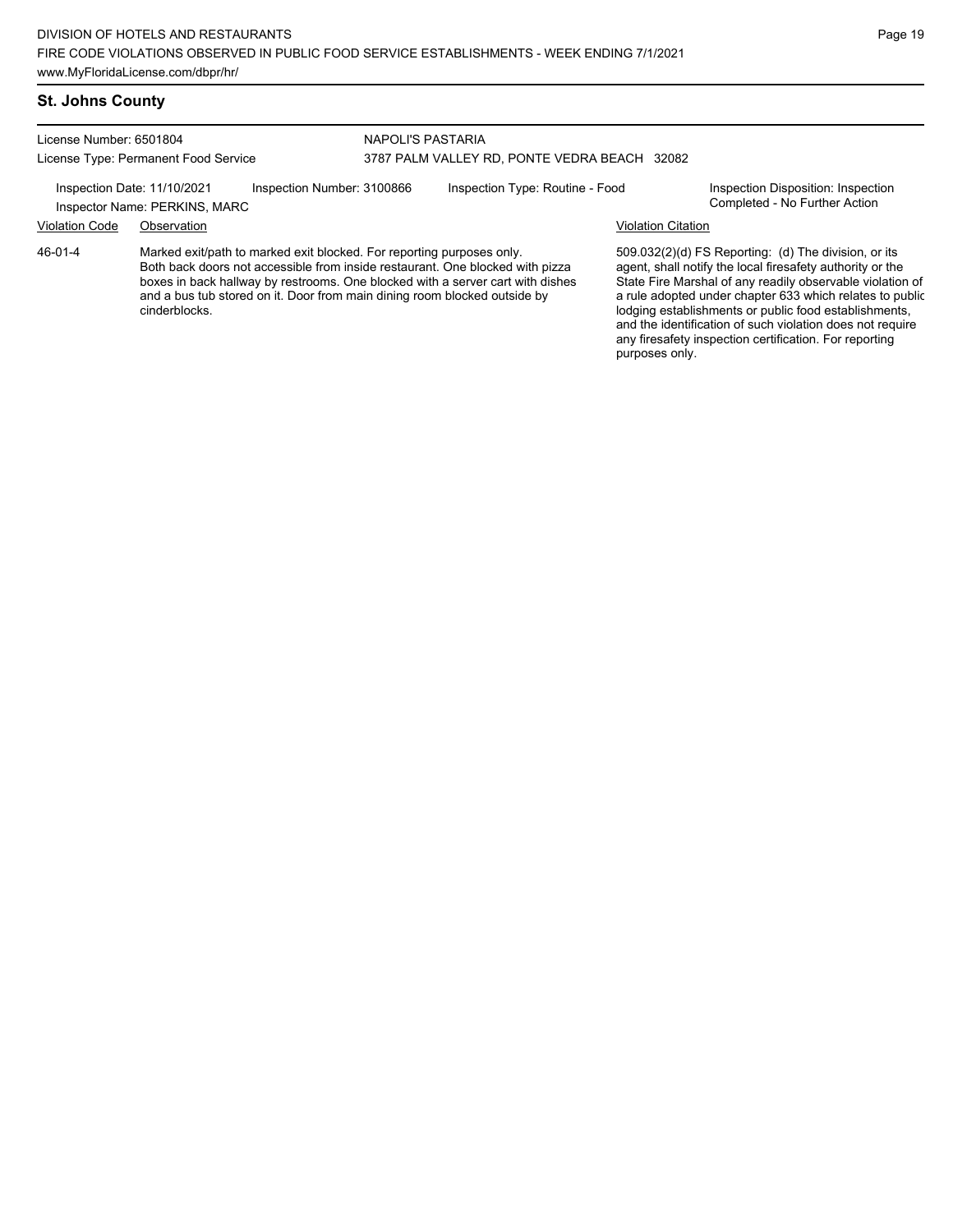## St. Johns County

License Number: 6501804
License Type: Permanent Food Service

NAPOLI'S PASTARIA
3787 PALM VALLEY RD, PONTE VEDRA BEACH 32082

Inspection Date: 11/10/2021
Inspector Name: PERKINS, MARC
Inspection Number: 3100866
Inspection Type: Routine - Food
Inspection Disposition: Inspection Completed - No Further Action

| Violation Code | Observation | Violation Citation |
| --- | --- | --- |
| 46-01-4 | Marked exit/path to marked exit blocked. For reporting purposes only. Both back doors not accessible from inside restaurant. One blocked with pizza boxes in back hallway by restrooms. One blocked with a server cart with dishes and a bus tub stored on it. Door from main dining room blocked outside by cinderblocks. | 509.032(2)(d) FS Reporting: (d) The division, or its agent, shall notify the local firesafety authority or the State Fire Marshal of any readily observable violation of a rule adopted under chapter 633 which relates to public lodging establishments or public food establishments, and the identification of such violation does not require any firesafety inspection certification. For reporting purposes only. |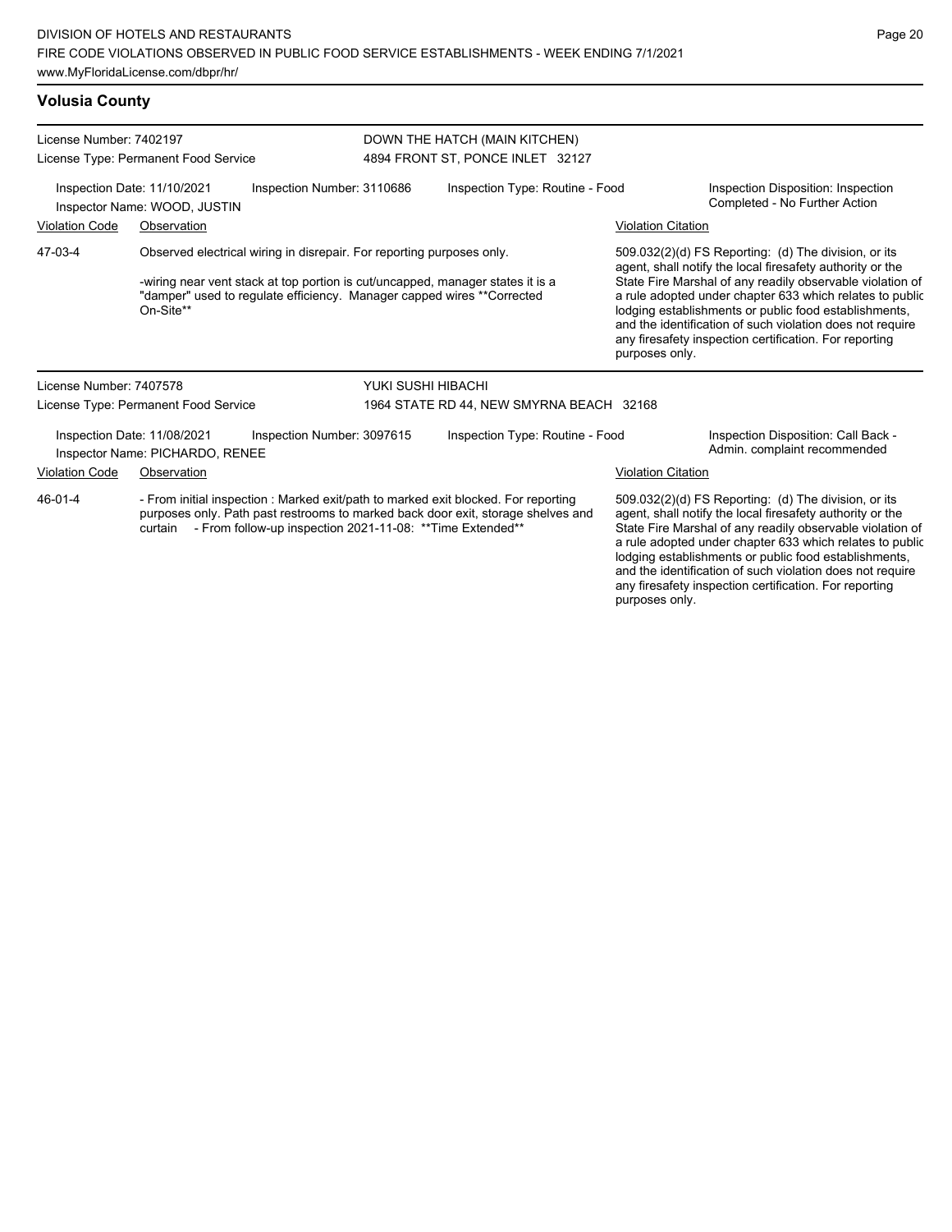DIVISION OF HOTELS AND RESTAURANTS
FIRE CODE VIOLATIONS OBSERVED IN PUBLIC FOOD SERVICE ESTABLISHMENTS - WEEK ENDING 7/1/2021
www.MyFloridaLicense.com/dbpr/hr/

## Volusia County

License Number: 7402197
License Type: Permanent Food Service

DOWN THE HATCH (MAIN KITCHEN)
4894 FRONT ST, PONCE INLET 32127

Inspection Date: 11/10/2021
Inspector Name: WOOD, JUSTIN
Inspection Number: 3110686
Inspection Type: Routine - Food
Inspection Disposition: Inspection Completed - No Further Action

| Violation Code | Observation | Violation Citation |
|---|---|---|
| 47-03-4 | Observed electrical wiring in disrepair. For reporting purposes only. -wiring near vent stack at top portion is cut/uncapped, manager states it is a "damper" used to regulate efficiency. Manager capped wires **Corrected On-Site** | 509.032(2)(d) FS Reporting: (d) The division, or its agent, shall notify the local firesafety authority or the State Fire Marshal of any readily observable violation of a rule adopted under chapter 633 which relates to public lodging establishments or public food establishments, and the identification of such violation does not require any firesafety inspection certification. For reporting purposes only. |

License Number: 7407578
License Type: Permanent Food Service

YUKI SUSHI HIBACHI
1964 STATE RD 44, NEW SMYRNA BEACH 32168

Inspection Date: 11/08/2021
Inspector Name: PICHARDO, RENEE
Inspection Number: 3097615
Inspection Type: Routine - Food
Inspection Disposition: Call Back - Admin. complaint recommended

| Violation Code | Observation | Violation Citation |
|---|---|---|
| 46-01-4 | - From initial inspection : Marked exit/path to marked exit blocked. For reporting purposes only. Path past restrooms to marked back door exit, storage shelves and curtain - From follow-up inspection 2021-11-08: **Time Extended** | 509.032(2)(d) FS Reporting: (d) The division, or its agent, shall notify the local firesafety authority or the State Fire Marshal of any readily observable violation of a rule adopted under chapter 633 which relates to public lodging establishments or public food establishments, and the identification of such violation does not require any firesafety inspection certification. For reporting purposes only. |